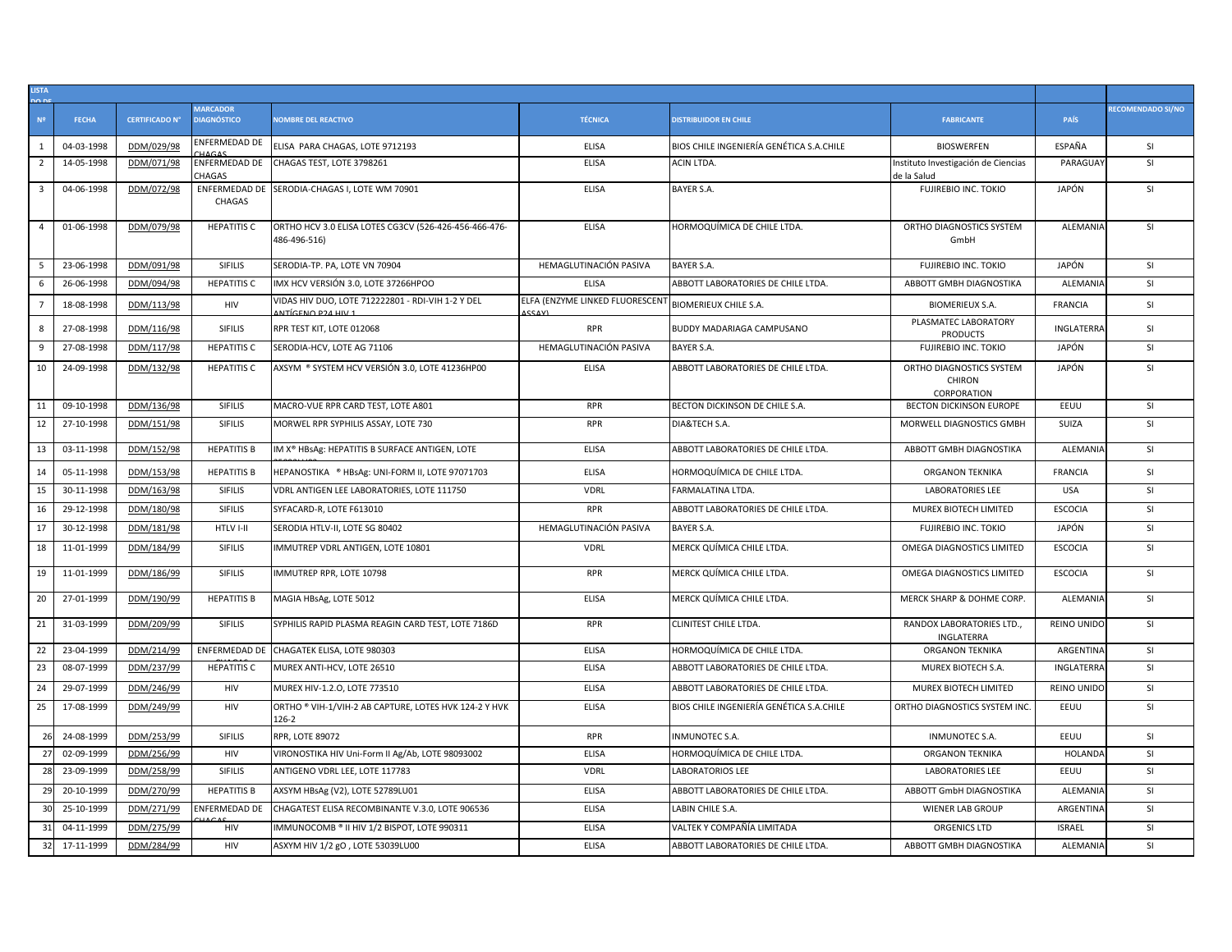| LISTA DO DE | | | | | | | | | |
|---|---|---|---|---|---|---|---|---|---|
| Nº | FECHA | CERTIFICADO N° | MARCADOR DIAGNÓSTICO | NOMBRE DEL REACTIVO | TÉCNICA | DISTRIBUIDOR EN CHILE | FABRICANTE | PAÍS | RECOMENDADO SI/NO |
| 1 | 04-03-1998 | DDM/029/98 | ENFERMEDAD DE CHAGAS | ELISA PARA CHAGAS, LOTE 9712193 | ELISA | BIOS CHILE INGENIERÍA GENÉTICA S.A.CHILE | BIOSWERFEN | ESPAÑA | SI |
| 2 | 14-05-1998 | DDM/071/98 | ENFERMEDAD DE CHAGAS | CHAGAS TEST, LOTE 3798261 | ELISA | ACIN LTDA. | Instituto Investigación de Ciencias de la Salud | PARAGUAY | SI |
| 3 | 04-06-1998 | DDM/072/98 | ENFERMEDAD DE CHAGAS | SERODIA-CHAGAS I, LOTE WM 70901 | ELISA | BAYER S.A. | FUJIREBIO INC. TOKIO | JAPÓN | SI |
| 4 | 01-06-1998 | DDM/079/98 | HEPATITIS C | ORTHO HCV 3.0 ELISA LOTES CG3CV (526-426-456-466-476-486-496-516) | ELISA | HORMOQUÍMICA DE CHILE LTDA. | ORTHO DIAGNOSTICS SYSTEM GmbH | ALEMANIA | SI |
| 5 | 23-06-1998 | DDM/091/98 | SIFILIS | SERODIA-TP. PA, LOTE VN 70904 | HEMAGLUTINACIÓN PASIVA | BAYER S.A. | FUJIREBIO INC. TOKIO | JAPÓN | SI |
| 6 | 26-06-1998 | DDM/094/98 | HEPATITIS C | IMX HCV VERSIÓN 3.0, LOTE 37266HPOO | ELISA | ABBOTT LABORATORIES DE CHILE LTDA. | ABBOTT GMBH DIAGNOSTIKA | ALEMANIA | SI |
| 7 | 18-08-1998 | DDM/113/98 | HIV | VIDAS HIV DUO, LOTE 712222801 - RDI-VIH 1-2 Y DEL ANTÍGENO P24 HIV 1 | ELFA (ENZYME LINKED FLUORESCENT ASSAY) | BIOMERIEUX CHILE S.A. | BIOMERIEUX S.A. | FRANCIA | SI |
| 8 | 27-08-1998 | DDM/116/98 | SIFILIS | RPR TEST KIT, LOTE 012068 | RPR | BUDDY MADARIAGA CAMPUSANO | PLASMATEC LABORATORY PRODUCTS | INGLATERRA | SI |
| 9 | 27-08-1998 | DDM/117/98 | HEPATITIS C | SERODIA-HCV, LOTE AG 71106 | HEMAGLUTINACIÓN PASIVA | BAYER S.A. | FUJIREBIO INC. TOKIO | JAPÓN | SI |
| 10 | 24-09-1998 | DDM/132/98 | HEPATITIS C | AXSYM ® SYSTEM HCV VERSIÓN 3.0, LOTE 41236HP00 | ELISA | ABBOTT LABORATORIES DE CHILE LTDA. | ORTHO DIAGNOSTICS SYSTEM CHIRON CORPORATION | JAPÓN | SI |
| 11 | 09-10-1998 | DDM/136/98 | SIFILIS | MACRO-VUE RPR CARD TEST, LOTE A801 | RPR | BECTON DICKINSON DE CHILE S.A. | BECTON DICKINSON EUROPE | EEUU | SI |
| 12 | 27-10-1998 | DDM/151/98 | SIFILIS | MORWEL RPR SYPHILIS ASSAY, LOTE 730 | RPR | DIA&TECH S.A. | MORWELL DIAGNOSTICS GMBH | SUIZA | SI |
| 13 | 03-11-1998 | DDM/152/98 | HEPATITIS B | IM X® HBsAg: HEPATITIS B SURFACE ANTIGEN, LOTE | ELISA | ABBOTT LABORATORIES DE CHILE LTDA. | ABBOTT GMBH DIAGNOSTIKA | ALEMANIA | SI |
| 14 | 05-11-1998 | DDM/153/98 | HEPATITIS B | HEPANOSTIKA ® HBsAg: UNI-FORM II, LOTE 97071703 | ELISA | HORMOQUÍMICA DE CHILE LTDA. | ORGANON TEKNIKA | FRANCIA | SI |
| 15 | 30-11-1998 | DDM/163/98 | SIFILIS | VDRL ANTIGEN LEE LABORATORIES, LOTE 111750 | VDRL | FARMALATINA LTDA. | LABORATORIES LEE | USA | SI |
| 16 | 29-12-1998 | DDM/180/98 | SIFILIS | SYFACARD-R, LOTE F613010 | RPR | ABBOTT LABORATORIES DE CHILE LTDA. | MUREX BIOTECH LIMITED | ESCOCIA | SI |
| 17 | 30-12-1998 | DDM/181/98 | HTLV I-II | SERODIA HTLV-II, LOTE SG 80402 | HEMAGLUTINACIÓN PASIVA | BAYER S.A. | FUJIREBIO INC. TOKIO | JAPÓN | SI |
| 18 | 11-01-1999 | DDM/184/99 | SIFILIS | IMMUTREP VDRL ANTIGEN, LOTE 10801 | VDRL | MERCK QUÍMICA CHILE LTDA. | OMEGA DIAGNOSTICS LIMITED | ESCOCIA | SI |
| 19 | 11-01-1999 | DDM/186/99 | SIFILIS | IMMUTREP RPR, LOTE 10798 | RPR | MERCK QUÍMICA CHILE LTDA. | OMEGA DIAGNOSTICS LIMITED | ESCOCIA | SI |
| 20 | 27-01-1999 | DDM/190/99 | HEPATITIS B | MAGIA HBsAg, LOTE 5012 | ELISA | MERCK QUÍMICA CHILE LTDA. | MERCK SHARP & DOHME CORP. | ALEMANIA | SI |
| 21 | 31-03-1999 | DDM/209/99 | SIFILIS | SYPHILIS RAPID PLASMA REAGIN CARD TEST, LOTE 7186D | RPR | CLINITEST CHILE LTDA. | RANDOX LABORATORIES LTD., INGLATERRA | REINO UNIDO | SI |
| 22 | 23-04-1999 | DDM/214/99 | ENFERMEDAD DE CHAGAS | CHAGATEK ELISA, LOTE 980303 | ELISA | HORMOQUÍMICA DE CHILE LTDA. | ORGANON TEKNIKA | ARGENTINA | SI |
| 23 | 08-07-1999 | DDM/237/99 | HEPATITIS C | MUREX ANTI-HCV, LOTE 26510 | ELISA | ABBOTT LABORATORIES DE CHILE LTDA. | MUREX BIOTECH S.A. | INGLATERRA | SI |
| 24 | 29-07-1999 | DDM/246/99 | HIV | MUREX HIV-1.2.O, LOTE 773510 | ELISA | ABBOTT LABORATORIES DE CHILE LTDA. | MUREX BIOTECH LIMITED | REINO UNIDO | SI |
| 25 | 17-08-1999 | DDM/249/99 | HIV | ORTHO ® VIH-1/VIH-2 AB CAPTURE, LOTES HVK 124-2 Y HVK 126-2 | ELISA | BIOS CHILE INGENIERÍA GENÉTICA S.A.CHILE | ORTHO DIAGNOSTICS SYSTEM INC. | EEUU | SI |
| 26 | 24-08-1999 | DDM/253/99 | SIFILIS | RPR, LOTE 89072 | RPR | INMUNOTEC S.A. | INMUNOTEC S.A. | EEUU | SI |
| 27 | 02-09-1999 | DDM/256/99 | HIV | VIRONOSTIKA HIV Uni-Form II Ag/Ab, LOTE 98093002 | ELISA | HORMOQUÍMICA DE CHILE LTDA. | ORGANON TEKNIKA | HOLANDA | SI |
| 28 | 23-09-1999 | DDM/258/99 | SIFILIS | ANTIGENO VDRL LEE, LOTE 117783 | VDRL | LABORATORIOS LEE | LABORATORIES LEE | EEUU | SI |
| 29 | 20-10-1999 | DDM/270/99 | HEPATITIS B | AXSYM HBsAg (V2), LOTE 52789LU01 | ELISA | ABBOTT LABORATORIES DE CHILE LTDA. | ABBOTT GmbH DIAGNOSTIKA | ALEMANIA | SI |
| 30 | 25-10-1999 | DDM/271/99 | ENFERMEDAD DE CHAGAS | CHAGATEST ELISA RECOMBINANTE V.3.0, LOTE 906536 | ELISA | LABIN CHILE S.A. | WIENER LAB GROUP | ARGENTINA | SI |
| 31 | 04-11-1999 | DDM/275/99 | HIV | IMMUNOCOMB ® II HIV 1/2 BISPOT, LOTE 990311 | ELISA | VALTEK Y COMPAÑÍA LIMITADA | ORGENICS LTD | ISRAEL | SI |
| 32 | 17-11-1999 | DDM/284/99 | HIV | ASXYM HIV 1/2 gO , LOTE 53039LU00 | ELISA | ABBOTT LABORATORIES DE CHILE LTDA. | ABBOTT GMBH DIAGNOSTIKA | ALEMANIA | SI |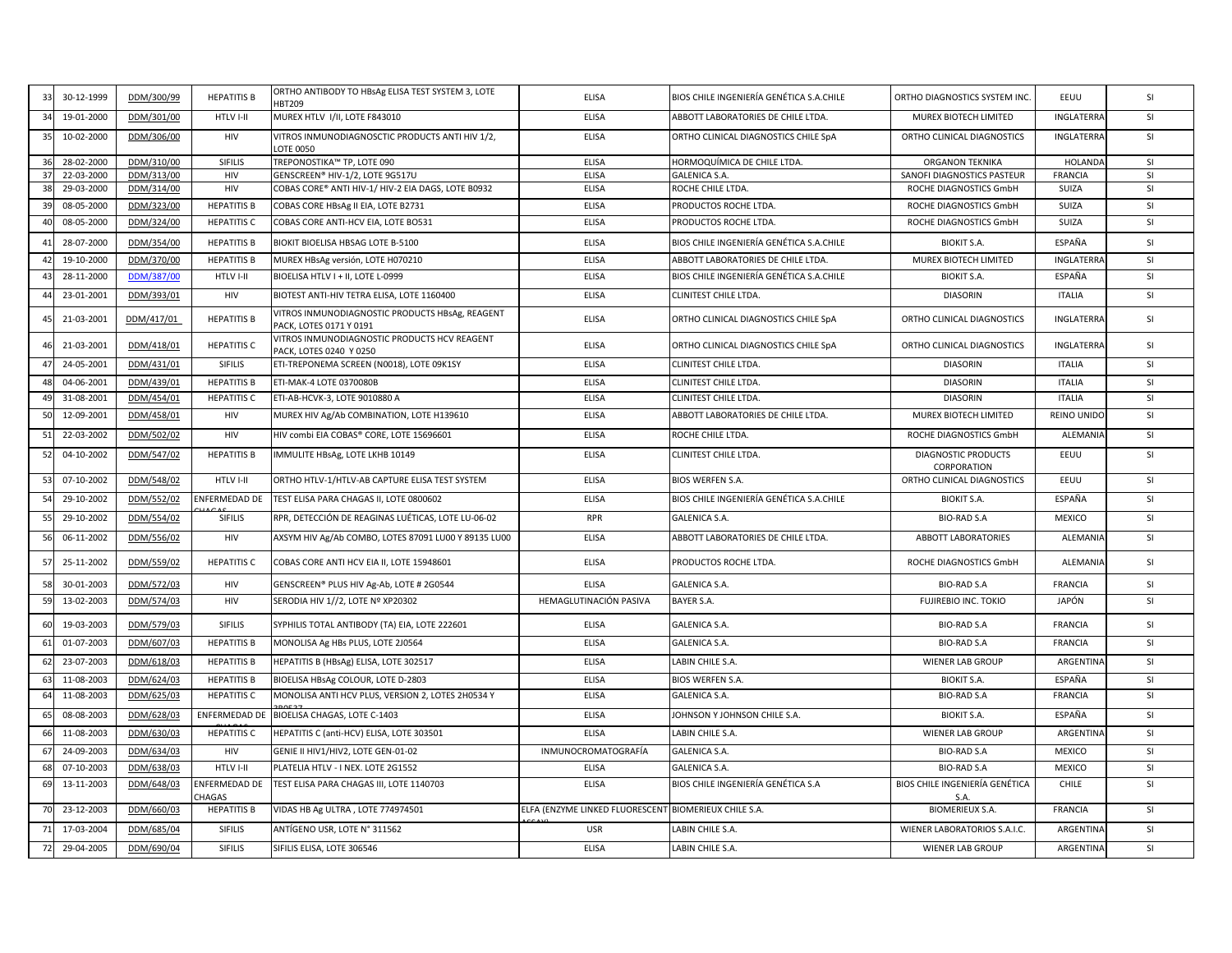| | | | | | | | | |
|---|---|---|---|---|---|---|---|---|
| 33 | 30-12-1999 | DDM/300/99 | HEPATITIS B | ORTHO ANTIBODY TO HBsAg ELISA TEST SYSTEM 3, LOTE HBT209 | ELISA | BIOS CHILE INGENIERÍA GENÉTICA S.A.CHILE | ORTHO DIAGNOSTICS SYSTEM INC. | EEUU | SI |
| 34 | 19-01-2000 | DDM/301/00 | HTLV I-II | MUREX HTLV I/II, LOTE F843010 | ELISA | ABBOTT LABORATORIES DE CHILE LTDA. | MUREX BIOTECH LIMITED | INGLATERRA | SI |
| 35 | 10-02-2000 | DDM/306/00 | HIV | VITROS INMUNODIAGNOSCTIC PRODUCTS ANTI HIV 1/2, LOTE 0050 | ELISA | ORTHO CLINICAL DIAGNOSTICS CHILE SpA | ORTHO CLINICAL DIAGNOSTICS | INGLATERRA | SI |
| 36 | 28-02-2000 | DDM/310/00 | SIFILIS | TREPONOSTIKA™ TP, LOTE 090 | ELISA | HORMOQUÍMICA DE CHILE LTDA. | ORGANON TEKNIKA | HOLANDA | SI |
| 37 | 22-03-2000 | DDM/313/00 | HIV | GENSCREEN® HIV-1/2, LOTE 9G517U | ELISA | GALENICA S.A. | SANOFI DIAGNOSTICS PASTEUR | FRANCIA | SI |
| 38 | 29-03-2000 | DDM/314/00 | HIV | COBAS CORE® ANTI HIV-1/ HIV-2 EIA DAGS, LOTE B0932 | ELISA | ROCHE CHILE LTDA. | ROCHE DIAGNOSTICS GmbH | SUIZA | SI |
| 39 | 08-05-2000 | DDM/323/00 | HEPATITIS B | COBAS CORE HBsAg II EIA, LOTE B2731 | ELISA | PRODUCTOS ROCHE LTDA. | ROCHE DIAGNOSTICS GmbH | SUIZA | SI |
| 40 | 08-05-2000 | DDM/324/00 | HEPATITIS C | COBAS CORE ANTI-HCV EIA, LOTE BO531 | ELISA | PRODUCTOS ROCHE LTDA. | ROCHE DIAGNOSTICS GmbH | SUIZA | SI |
| 41 | 28-07-2000 | DDM/354/00 | HEPATITIS B | BIOKIT BIOELISA HBSAG LOTE B-5100 | ELISA | BIOS CHILE INGENIERÍA GENÉTICA S.A.CHILE | BIOKIT S.A. | ESPAÑA | SI |
| 42 | 19-10-2000 | DDM/370/00 | HEPATITIS B | MUREX HBsAg versión, LOTE H070210 | ELISA | ABBOTT LABORATORIES DE CHILE LTDA. | MUREX BIOTECH LIMITED | INGLATERRA | SI |
| 43 | 28-11-2000 | DDM/387/00 | HTLV I-II | BIOELISA HTLV I + II, LOTE L-0999 | ELISA | BIOS CHILE INGENIERÍA GENÉTICA S.A.CHILE | BIOKIT S.A. | ESPAÑA | SI |
| 44 | 23-01-2001 | DDM/393/01 | HIV | BIOTEST ANTI-HIV TETRA ELISA, LOTE 1160400 | ELISA | CLINITEST CHILE LTDA. | DIASORIN | ITALIA | SI |
| 45 | 21-03-2001 | DDM/417/01 | HEPATITIS B | VITROS INMUNODIAGNOSTIC PRODUCTS HBsAg, REAGENT PACK, LOTES 0171 Y 0191 | ELISA | ORTHO CLINICAL DIAGNOSTICS CHILE SpA | ORTHO CLINICAL DIAGNOSTICS | INGLATERRA | SI |
| 46 | 21-03-2001 | DDM/418/01 | HEPATITIS C | VITROS INMUNODIAGNOSTIC PRODUCTS HCV REAGENT PACK, LOTES 0240 Y 0250 | ELISA | ORTHO CLINICAL DIAGNOSTICS CHILE SpA | ORTHO CLINICAL DIAGNOSTICS | INGLATERRA | SI |
| 47 | 24-05-2001 | DDM/431/01 | SIFILIS | ETI-TREPONEMA SCREEN (N0018), LOTE 09K1SY | ELISA | CLINITEST CHILE LTDA. | DIASORIN | ITALIA | SI |
| 48 | 04-06-2001 | DDM/439/01 | HEPATITIS B | ETI-MAK-4 LOTE 0370080B | ELISA | CLINITEST CHILE LTDA. | DIASORIN | ITALIA | SI |
| 49 | 31-08-2001 | DDM/454/01 | HEPATITIS C | ETI-AB-HCVK-3, LOTE 9010880 A | ELISA | CLINITEST CHILE LTDA. | DIASORIN | ITALIA | SI |
| 50 | 12-09-2001 | DDM/458/01 | HIV | MUREX HIV Ag/Ab COMBINATION, LOTE H139610 | ELISA | ABBOTT LABORATORIES DE CHILE LTDA. | MUREX BIOTECH LIMITED | REINO UNIDO | SI |
| 51 | 22-03-2002 | DDM/502/02 | HIV | HIV combi EIA COBAS® CORE, LOTE 15696601 | ELISA | ROCHE CHILE LTDA. | ROCHE DIAGNOSTICS GmbH | ALEMANIA | SI |
| 52 | 04-10-2002 | DDM/547/02 | HEPATITIS B | IMMULITE HBsAg, LOTE LKHB 10149 | ELISA | CLINITEST CHILE LTDA. | DIAGNOSTIC PRODUCTS CORPORATION | EEUU | SI |
| 53 | 07-10-2002 | DDM/548/02 | HTLV I-II | ORTHO HTLV-1/HTLV-AB CAPTURE ELISA TEST SYSTEM | ELISA | BIOS WERFEN S.A. | ORTHO CLINICAL DIAGNOSTICS | EEUU | SI |
| 54 | 29-10-2002 | DDM/552/02 | ENFERMEDAD DE CHAGAS | TEST ELISA PARA CHAGAS II, LOTE 0800602 | ELISA | BIOS CHILE INGENIERÍA GENÉTICA S.A.CHILE | BIOKIT S.A. | ESPAÑA | SI |
| 55 | 29-10-2002 | DDM/554/02 | SIFILIS | RPR, DETECCIÓN DE REAGINAS LUÉTICAS, LOTE LU-06-02 | RPR | GALENICA S.A. | BIO-RAD S.A | MEXICO | SI |
| 56 | 06-11-2002 | DDM/556/02 | HIV | AXSYM HIV Ag/Ab COMBO, LOTES 87091 LU00 Y 89135 LU00 | ELISA | ABBOTT LABORATORIES DE CHILE LTDA. | ABBOTT LABORATORIES | ALEMANIA | SI |
| 57 | 25-11-2002 | DDM/559/02 | HEPATITIS C | COBAS CORE ANTI HCV EIA II, LOTE 15948601 | ELISA | PRODUCTOS ROCHE LTDA. | ROCHE DIAGNOSTICS GmbH | ALEMANIA | SI |
| 58 | 30-01-2003 | DDM/572/03 | HIV | GENSCREEN® PLUS HIV Ag-Ab, LOTE # 2G0544 | ELISA | GALENICA S.A. | BIO-RAD S.A | FRANCIA | SI |
| 59 | 13-02-2003 | DDM/574/03 | HIV | SERODIA HIV 1//2, LOTE Nº XP20302 | HEMAGLUTINACIÓN PASIVA | BAYER S.A. | FUJIREBIO INC. TOKIO | JAPÓN | SI |
| 60 | 19-03-2003 | DDM/579/03 | SIFILIS | SYPHILIS TOTAL ANTIBODY (TA) EIA, LOTE 222601 | ELISA | GALENICA S.A. | BIO-RAD S.A | FRANCIA | SI |
| 61 | 01-07-2003 | DDM/607/03 | HEPATITIS B | MONOLISA Ag HBs PLUS, LOTE 2J0564 | ELISA | GALENICA S.A. | BIO-RAD S.A | FRANCIA | SI |
| 62 | 23-07-2003 | DDM/618/03 | HEPATITIS B | HEPATITIS B (HBsAg) ELISA, LOTE 302517 | ELISA | LABIN CHILE S.A. | WIENER LAB GROUP | ARGENTINA | SI |
| 63 | 11-08-2003 | DDM/624/03 | HEPATITIS B | BIOELISA HBsAg COLOUR, LOTE D-2803 | ELISA | BIOS WERFEN S.A. | BIOKIT S.A. | ESPAÑA | SI |
| 64 | 11-08-2003 | DDM/625/03 | HEPATITIS C | MONOLISA ANTI HCV PLUS, VERSION 2, LOTES 2H0534 Y 2R0527 | ELISA | GALENICA S.A. | BIO-RAD S.A | FRANCIA | SI |
| 65 | 08-08-2003 | DDM/628/03 | ENFERMEDAD DE CHAGAS | BIOELISA CHAGAS, LOTE C-1403 | ELISA | JOHNSON Y JOHNSON CHILE S.A. | BIOKIT S.A. | ESPAÑA | SI |
| 66 | 11-08-2003 | DDM/630/03 | HEPATITIS C | HEPATITIS C (anti-HCV) ELISA, LOTE 303501 | ELISA | LABIN CHILE S.A. | WIENER LAB GROUP | ARGENTINA | SI |
| 67 | 24-09-2003 | DDM/634/03 | HIV | GENIE II HIV1/HIV2, LOTE GEN-01-02 | INMUNOCROMATOGRAFÍA | GALENICA S.A. | BIO-RAD S.A | MEXICO | SI |
| 68 | 07-10-2003 | DDM/638/03 | HTLV I-II | PLATELIA HTLV - I NEX. LOTE 2G1552 | ELISA | GALENICA S.A. | BIO-RAD S.A | MEXICO | SI |
| 69 | 13-11-2003 | DDM/648/03 | ENFERMEDAD DE CHAGAS | TEST ELISA PARA CHAGAS III, LOTE 1140703 | ELISA | BIOS CHILE INGENIERÍA GENÉTICA S.A | BIOS CHILE INGENIERÍA GENÉTICA S.A. | CHILE | SI |
| 70 | 23-12-2003 | DDM/660/03 | HEPATITIS B | VIDAS HB Ag ULTRA , LOTE 774974501 | ELFA (ENZYME LINKED FLUORESCENT ASSAY) | BIOMERIEUX CHILE S.A. | BIOMERIEUX S.A. | FRANCIA | SI |
| 71 | 17-03-2004 | DDM/685/04 | SIFILIS | ANTÍGENO USR, LOTE N° 311562 | USR | LABIN CHILE S.A. | WIENER LABORATORIOS S.A.I.C. | ARGENTINA | SI |
| 72 | 29-04-2005 | DDM/690/04 | SIFILIS | SIFILIS ELISA, LOTE 306546 | ELISA | LABIN CHILE S.A. | WIENER LAB GROUP | ARGENTINA | SI |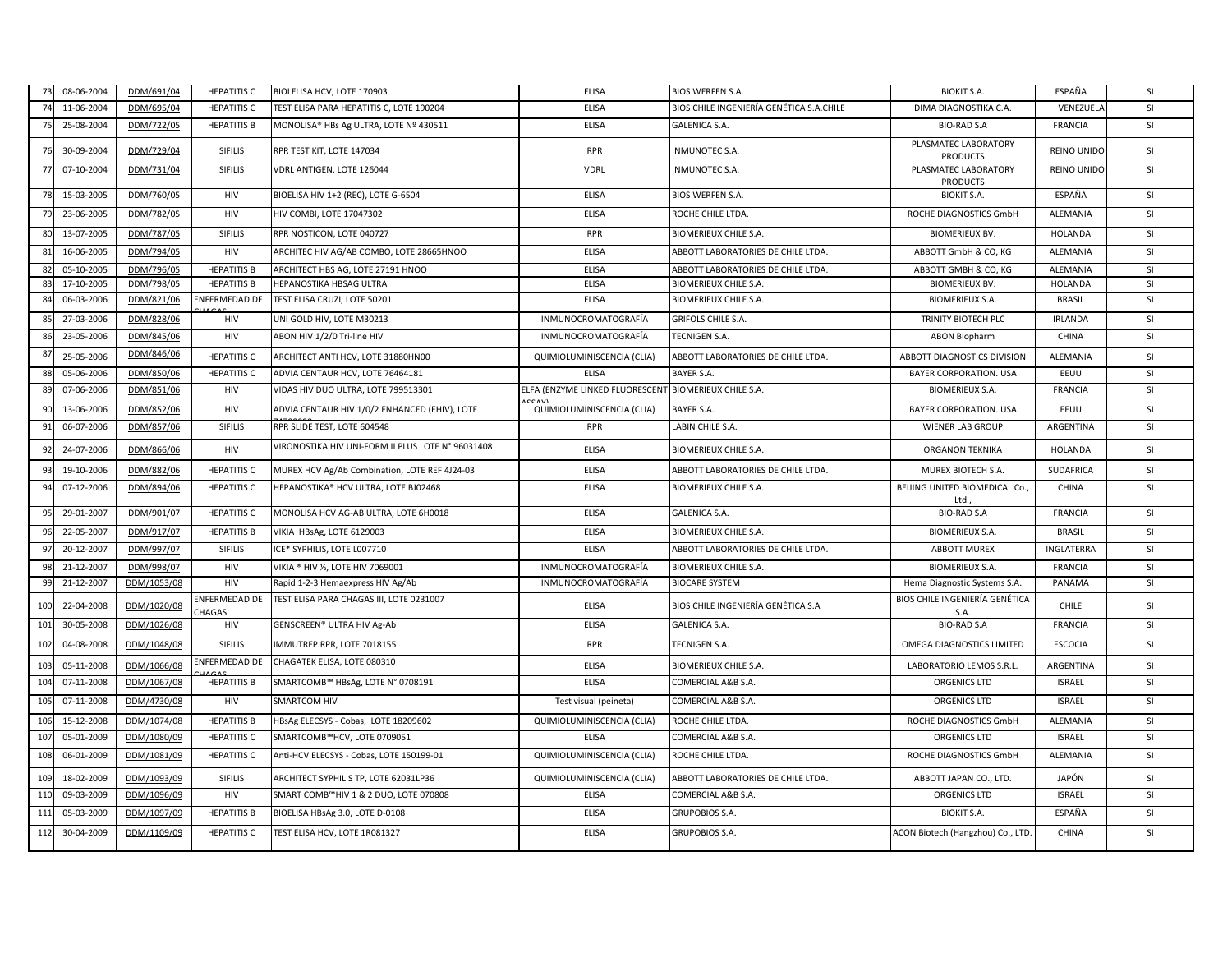| | | | | | | | | |
|---|---|---|---|---|---|---|---|---|
| 73 | 08-06-2004 | DDM/691/04 | HEPATITIS C | BIOLELISA HCV, LOTE 170903 | ELISA | BIOS WERFEN S.A. | BIOKIT S.A. | ESPAÑA | SI |
| 74 | 11-06-2004 | DDM/695/04 | HEPATITIS C | TEST ELISA PARA HEPATITIS C, LOTE 190204 | ELISA | BIOS CHILE INGENIERÍA GENÉTICA S.A.CHILE | DIMA DIAGNOSTIKA C.A. | VENEZUELA | SI |
| 75 | 25-08-2004 | DDM/722/05 | HEPATITIS B | MONOLISA® HBs Ag ULTRA, LOTE Nº 430511 | ELISA | GALENICA S.A. | BIO-RAD S.A | FRANCIA | SI |
| 76 | 30-09-2004 | DDM/729/04 | SIFILIS | RPR TEST KIT, LOTE 147034 | RPR | INMUNOTEC S.A. | PLASMATEC LABORATORY PRODUCTS | REINO UNIDO | SI |
| 77 | 07-10-2004 | DDM/731/04 | SIFILIS | VDRL ANTIGEN, LOTE 126044 | VDRL | INMUNOTEC S.A. | PLASMATEC LABORATORY PRODUCTS | REINO UNIDO | SI |
| 78 | 15-03-2005 | DDM/760/05 | HIV | BIOELISA HIV 1+2 (REC), LOTE G-6504 | ELISA | BIOS WERFEN S.A. | BIOKIT S.A. | ESPAÑA | SI |
| 79 | 23-06-2005 | DDM/782/05 | HIV | HIV COMBI, LOTE 17047302 | ELISA | ROCHE CHILE LTDA. | ROCHE DIAGNOSTICS GmbH | ALEMANIA | SI |
| 80 | 13-07-2005 | DDM/787/05 | SIFILIS | RPR NOSTICON, LOTE 040727 | RPR | BIOMERIEUX CHILE S.A. | BIOMERIEUX BV. | HOLANDA | SI |
| 81 | 16-06-2005 | DDM/794/05 | HIV | ARCHITEC HIV AG/AB COMBO, LOTE 28665HNOO | ELISA | ABBOTT LABORATORIES DE CHILE LTDA. | ABBOTT GmbH & CO, KG | ALEMANIA | SI |
| 82 | 05-10-2005 | DDM/796/05 | HEPATITIS B | ARCHITECT HBS AG, LOTE 27191 HNOO | ELISA | ABBOTT LABORATORIES DE CHILE LTDA. | ABBOTT GMBH & CO, KG | ALEMANIA | SI |
| 83 | 17-10-2005 | DDM/798/05 | HEPATITIS B | HEPANOSTIKA HBSAG ULTRA | ELISA | BIOMERIEUX CHILE S.A. | BIOMERIEUX BV. | HOLANDA | SI |
| 84 | 06-03-2006 | DDM/821/06 | ENFERMEDAD DE CHAGAS | TEST ELISA CRUZI, LOTE 50201 | ELISA | BIOMERIEUX CHILE S.A. | BIOMERIEUX S.A. | BRASIL | SI |
| 85 | 27-03-2006 | DDM/828/06 | HIV | UNI GOLD HIV, LOTE M30213 | INMUNOCROMATOGRAFÍA | GRIFOLS CHILE S.A. | TRINITY BIOTECH PLC | IRLANDA | SI |
| 86 | 23-05-2006 | DDM/845/06 | HIV | ABON HIV 1/2/0 Tri-line HIV | INMUNOCROMATOGRAFÍA | TECNIGEN S.A. | ABON Biopharm | CHINA | SI |
| 87 | 25-05-2006 | DDM/846/06 | HEPATITIS C | ARCHITECT ANTI HCV, LOTE 31880HN00 | QUIMIOLUMINISCENCIA (CLIA) | ABBOTT LABORATORIES DE CHILE LTDA. | ABBOTT DIAGNOSTICS DIVISION | ALEMANIA | SI |
| 88 | 05-06-2006 | DDM/850/06 | HEPATITIS C | ADVIA CENTAUR HCV, LOTE 76464181 | ELISA | BAYER S.A. | BAYER CORPORATION. USA | EEUU | SI |
| 89 | 07-06-2006 | DDM/851/06 | HIV | VIDAS HIV DUO ULTRA, LOTE 799513301 | ELFA (ENZYME LINKED FLUORESCENT ASSAY) | BIOMERIEUX CHILE S.A. | BIOMERIEUX S.A. | FRANCIA | SI |
| 90 | 13-06-2006 | DDM/852/06 | HIV | ADVIA CENTAUR HIV 1/0/2 ENHANCED (EHIV), LOTE | QUIMIOLUMINISCENCIA (CLIA) | BAYER S.A. | BAYER CORPORATION. USA | EEUU | SI |
| 91 | 06-07-2006 | DDM/857/06 | SIFILIS | RPR SLIDE TEST, LOTE 604548 | RPR | LABIN CHILE S.A. | WIENER LAB GROUP | ARGENTINA | SI |
| 92 | 24-07-2006 | DDM/866/06 | HIV | VIRONOSTIKA HIV UNI-FORM II PLUS LOTE N° 96031408 | ELISA | BIOMERIEUX CHILE S.A. | ORGANON TEKNIKA | HOLANDA | SI |
| 93 | 19-10-2006 | DDM/882/06 | HEPATITIS C | MUREX HCV Ag/Ab Combination, LOTE REF 4J24-03 | ELISA | ABBOTT LABORATORIES DE CHILE LTDA. | MUREX BIOTECH S.A. | SUDAFRICA | SI |
| 94 | 07-12-2006 | DDM/894/06 | HEPATITIS C | HEPANOSTIKA® HCV ULTRA, LOTE BJ02468 | ELISA | BIOMERIEUX CHILE S.A. | BEIJING UNITED BIOMEDICAL Co., Ltd., | CHINA | SI |
| 95 | 29-01-2007 | DDM/901/07 | HEPATITIS C | MONOLISA HCV AG-AB ULTRA, LOTE 6H0018 | ELISA | GALENICA S.A. | BIO-RAD S.A | FRANCIA | SI |
| 96 | 22-05-2007 | DDM/917/07 | HEPATITIS B | VIKIA HBsAg, LOTE 6129003 | ELISA | BIOMERIEUX CHILE S.A. | BIOMERIEUX S.A. | BRASIL | SI |
| 97 | 20-12-2007 | DDM/997/07 | SIFILIS | ICE* SYPHILIS, LOTE L007710 | ELISA | ABBOTT LABORATORIES DE CHILE LTDA. | ABBOTT MUREX | INGLATERRA | SI |
| 98 | 21-12-2007 | DDM/998/07 | HIV | VIKIA ® HIV ½, LOTE HIV 7069001 | INMUNOCROMATOGRAFÍA | BIOMERIEUX CHILE S.A. | BIOMERIEUX S.A. | FRANCIA | SI |
| 99 | 21-12-2007 | DDM/1053/08 | HIV | Rapid 1-2-3 Hemaexpress HIV Ag/Ab | INMUNOCROMATOGRAFÍA | BIOCARE SYSTEM | Hema Diagnostic Systems S.A. | PANAMA | SI |
| 100 | 22-04-2008 | DDM/1020/08 | ENFERMEDAD DE CHAGAS | TEST ELISA PARA CHAGAS III, LOTE 0231007 | ELISA | BIOS CHILE INGENIERÍA GENÉTICA S.A | BIOS CHILE INGENIERÍA GENÉTICA S.A. | CHILE | SI |
| 101 | 30-05-2008 | DDM/1026/08 | HIV | GENSCREEN® ULTRA HIV Ag-Ab | ELISA | GALENICA S.A. | BIO-RAD S.A | FRANCIA | SI |
| 102 | 04-08-2008 | DDM/1048/08 | SIFILIS | IMMUTREP RPR, LOTE 7018155 | RPR | TECNIGEN S.A. | OMEGA DIAGNOSTICS LIMITED | ESCOCIA | SI |
| 103 | 05-11-2008 | DDM/1066/08 | ENFERMEDAD DE CHAGAS | CHAGATEK ELISA, LOTE 080310 | ELISA | BIOMERIEUX CHILE S.A. | LABORATORIO LEMOS S.R.L. | ARGENTINA | SI |
| 104 | 07-11-2008 | DDM/1067/08 | HEPATITIS B | SMARTCOMB™ HBsAg, LOTE N° 0708191 | ELISA | COMERCIAL A&B S.A. | ORGENICS LTD | ISRAEL | SI |
| 105 | 07-11-2008 | DDM/4730/08 | HIV | SMARTCOM HIV | Test visual (peineta) | COMERCIAL A&B S.A. | ORGENICS LTD | ISRAEL | SI |
| 106 | 15-12-2008 | DDM/1074/08 | HEPATITIS B | HBsAg ELECSYS - Cobas, LOTE 18209602 | QUIMIOLUMINISCENCIA (CLIA) | ROCHE CHILE LTDA. | ROCHE DIAGNOSTICS GmbH | ALEMANIA | SI |
| 107 | 05-01-2009 | DDM/1080/09 | HEPATITIS C | SMARTCOMB™HCV, LOTE 0709051 | ELISA | COMERCIAL A&B S.A. | ORGENICS LTD | ISRAEL | SI |
| 108 | 06-01-2009 | DDM/1081/09 | HEPATITIS C | Anti-HCV ELECSYS - Cobas, LOTE 150199-01 | QUIMIOLUMINISCENCIA (CLIA) | ROCHE CHILE LTDA. | ROCHE DIAGNOSTICS GmbH | ALEMANIA | SI |
| 109 | 18-02-2009 | DDM/1093/09 | SIFILIS | ARCHITECT SYPHILIS TP, LOTE 62031LP36 | QUIMIOLUMINISCENCIA (CLIA) | ABBOTT LABORATORIES DE CHILE LTDA. | ABBOTT JAPAN CO., LTD. | JAPÓN | SI |
| 110 | 09-03-2009 | DDM/1096/09 | HIV | SMART COMB™HIV 1 & 2 DUO, LOTE 070808 | ELISA | COMERCIAL A&B S.A. | ORGENICS LTD | ISRAEL | SI |
| 111 | 05-03-2009 | DDM/1097/09 | HEPATITIS B | BIOELISA HBsAg 3.0, LOTE D-0108 | ELISA | GRUPOBIOS S.A. | BIOKIT S.A. | ESPAÑA | SI |
| 112 | 30-04-2009 | DDM/1109/09 | HEPATITIS C | TEST ELISA HCV, LOTE 1R081327 | ELISA | GRUPOBIOS S.A. | ACON Biotech (Hangzhou) Co., LTD. | CHINA | SI |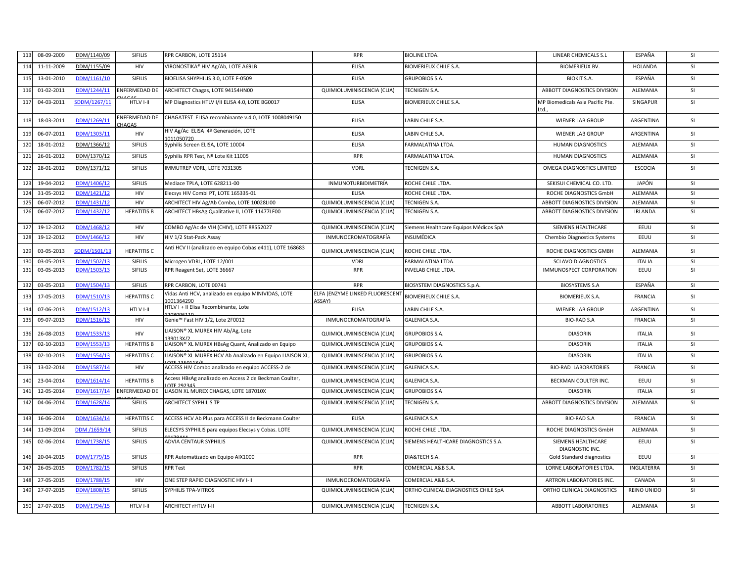| 113 | 08-09-2009 | DDM/1140/09 | SIFILIS | RPR CARBON, LOTE 25114 | RPR | BIOLINE LTDA. | LINEAR CHEMICALS S.L | ESPAÑA | SI |
|---|---|---|---|---|---|---|---|---|---|
| 114 | 11-11-2009 | DDM/1155/09 | HIV | VIRONOSTIKA® HIV Ag/Ab, LOTE A69LB | ELISA | BIOMERIEUX CHILE S.A. | BIOMERIEUX BV. | HOLANDA | SI |
| 115 | 13-01-2010 | DDM/1161/10 | SIFILIS | BIOELISA SHYPHILIS 3.0, LOTE F-0509 | ELISA | GRUPOBIOS S.A. | BIOKIT S.A. | ESPAÑA | SI |
| 116 | 01-02-2011 | DDM/1244/11 | ENFERMEDAD DE CHAGAS | ARCHITECT Chagas, LOTE 94154HN00 | QUIMIOLUMINISCENCIA (CLIA) | TECNIGEN S.A. | ABBOTT DIAGNOSTICS DIVISION | ALEMANIA | SI |
| 117 | 04-03-2011 | SDDM/1267/11 | HTLV I-II | MP Diagnostics HTLV I/II ELISA 4.0, LOTE BG0017 | ELISA | BIOMERIEUX CHILE S.A. | MP Biomedicals Asia Pacific Pte. Ltd., | SINGAPUR | SI |
| 118 | 18-03-2011 | DDM/1269/11 | ENFERMEDAD DE CHAGAS | CHAGATEST ELISA recombinante v.4.0, LOTE 1008049150 | ELISA | LABIN CHILE S.A. | WIENER LAB GROUP | ARGENTINA | SI |
| 119 | 06-07-2011 | DDM/1303/11 | HIV | HIV Ag/Ac ELISA 4ª Generación, LOTE 1011050720 | ELISA | LABIN CHILE S.A. | WIENER LAB GROUP | ARGENTINA | SI |
| 120 | 18-01-2012 | DDM/1366/12 | SIFILIS | Syphilis Screen ELISA, LOTE 10004 | ELISA | FARMALATINA LTDA. | HUMAN DIAGNOSTICS | ALEMANIA | SI |
| 121 | 26-01-2012 | DDM/1370/12 | SIFILIS | Syphilis RPR Test, Nº Lote Kit 11005 | RPR | FARMALATINA LTDA. | HUMAN DIAGNOSTICS | ALEMANIA | SI |
| 122 | 28-01-2012 | DDM/1371/12 | SIFILIS | IMMUTREP VDRL, LOTE 7031305 | VDRL | TECNIGEN S.A. | OMEGA DIAGNOSTICS LIMITED | ESCOCIA | SI |
| 123 | 19-04-2012 | DDM/1406/12 | SIFILIS | Mediace TPLA, LOTE 628211-00 | INMUNOTURBIDIMETRÍA | ROCHE CHILE LTDA. | SEKISUI CHEMICAL CO. LTD. | JAPÓN | SI |
| 124 | 31-05-2012 | DDM/1421/12 | HIV | Elecsys HIV Combi PT, LOTE 165335-01 | ELISA | ROCHE CHILE LTDA. | ROCHE DIAGNOSTICS GmbH | ALEMANIA | SI |
| 125 | 06-07-2012 | DDM/1431/12 | HIV | ARCHITECT HIV Ag/Ab Combo, LOTE 10028LI00 | QUIMIOLUMINISCENCIA (CLIA) | TECNIGEN S.A. | ABBOTT DIAGNOSTICS DIVISION | ALEMANIA | SI |
| 126 | 06-07-2012 | DDM/1432/12 | HEPATITIS B | ARCHITECT HBsAg Qualitative II, LOTE 11477LF00 | QUIMIOLUMINISCENCIA (CLIA) | TECNIGEN S.A. | ABBOTT DIAGNOSTICS DIVISION | IRLANDA | SI |
| 127 | 19-12-2012 | DDM/1468/12 | HIV | COMBO Ag/Ac de VIH (CHIV), LOTE 88552027 | QUIMIOLUMINISCENCIA (CLIA) | Siemens Healthcare Equipos Médicos SpA | SIEMENS HEALTHCARE | EEUU | SI |
| 128 | 19-12-2012 | DDM/1466/12 | HIV | HIV 1/2 Stat-Pack Assay | INMUNOCROMATOGRAFÍA | INSUMÉDICA | Chembio Diagnostics Systems | EEUU | SI |
| 129 | 03-05-2013 | SDDM/1501/13 | HEPATITIS C | Anti HCV II (analizado en equipo Cobas e411), LOTE 168683 | QUIMIOLUMINISCENCIA (CLIA) | ROCHE CHILE LTDA. | ROCHE DIAGNOSTICS GMBH | ALEMANIA | SI |
| 130 | 03-05-2013 | DDM/1502/13 | SIFILIS | Microgen VDRL, LOTE 12/001 | VDRL | FARMALATINA LTDA. | SCLAVO DIAGNOSTICS | ITALIA | SI |
| 131 | 03-05-2013 | DDM/1503/13 | SIFILIS | RPR Reagent Set, LOTE 36667 | RPR | INVELAB CHILE LTDA. | IMMUNOSPECT CORPORATION | EEUU | SI |
| 132 | 03-05-2013 | DDM/1504/13 | SIFILIS | RPR CARBON, LOTE 00741 | RPR | BIOSYSTEM DIAGNOSTICS S.p.A. | BIOSYSTEMS S.A | ESPAÑA | SI |
| 133 | 17-05-2013 | DDM/1510/13 | HEPATITIS C | Vidas Anti HCV, analizado en equipo MINIVIDAS, LOTE 1001364290 | ELFA (ENZYME LINKED FLUORESCENT ASSAY) | BIOMERIEUX CHILE S.A. | BIOMERIEUX S.A. | FRANCIA | SI |
| 134 | 07-06-2013 | DDM/1512/13 | HTLV I-II | HTLV I + II Elisa Recombinante, Lote 1208096110 | ELISA | LABIN CHILE S.A. | WIENER LAB GROUP | ARGENTINA | SI |
| 135 | 09-07-2013 | DDM/1516/13 | HIV | Genie™ Fast HIV 1/2, Lote 2F0012 | INMUNOCROMATOGRAFÍA | GALENICA S.A. | BIO-RAD S.A | FRANCIA | SI |
| 136 | 26-08-2013 | DDM/1533/13 | HIV | LIAISON® XL MUREX HIV Ab/Ag, Lote 139013X/2 | QUIMIOLUMINISCENCIA (CLIA) | GRUPOBIOS S.A. | DIASORIN | ITALIA | SI |
| 137 | 02-10-2013 | DDM/1553/13 | HEPATITIS B | LIAISON® XL MUREX HBsAg Quant, Analizado en Equipo | QUIMIOLUMINISCENCIA (CLIA) | GRUPOBIOS S.A. | DIASORIN | ITALIA | SI |
| 138 | 02-10-2013 | DDM/1554/13 | HEPATITIS C | LIAISON® XL MUREX HCV Ab Analizado en Equipo LIAISON XL, LOTE 135011X/5 | QUIMIOLUMINISCENCIA (CLIA) | GRUPOBIOS S.A. | DIASORIN | ITALIA | SI |
| 139 | 13-02-2014 | DDM/1587/14 | HIV | ACCESS HIV Combo analizado en equipo ACCESS-2 de | QUIMIOLUMINISCENCIA (CLIA) | GALENICA S.A. | BIO-RAD LABORATORIES | FRANCIA | SI |
| 140 | 23-04-2014 | DDM/1614/14 | HEPATITIS B | Access HBsAg analizado en Access 2 de Beckman Coulter, LOTE 292345 | QUIMIOLUMINISCENCIA (CLIA) | GALENICA S.A. | BECKMAN COULTER INC. | EEUU | SI |
| 141 | 12-05-2014 | DDM/1617/14 | ENFERMEDAD DE CHAGAS | LIASON XL MUREX CHAGAS, LOTE 187010X | QUIMIOLUMINISCENCIA (CLIA) | GRUPOBIOS S.A | DIASORIN | ITALIA | SI |
| 142 | 04-06-2014 | DDM/1628/14 | SIFILIS | ARCHITECT SYPHILIS TP | QUIMIOLUMINISCENCIA (CLIA) | TECNIGEN S.A. | ABBOTT DIAGNOSTICS DIVISION | ALEMANIA | SI |
| 143 | 16-06-2014 | DDM/1634/14 | HEPATITIS C | ACCESS HCV Ab Plus para ACCESS II de Beckmann Coulter | ELISA | GALENICA S.A | BIO-RAD S.A | FRANCIA | SI |
| 144 | 11-09-2014 | DDM /1659/14 | SIFILIS | ELECSYS SYPHILIS para equipos Elecsys y Cobas. LOTE 00170444 | QUIMIOLUMINISCENCIA (CLIA) | ROCHE CHILE LTDA. | ROCHE DIAGNOSTICS GmbH | ALEMANIA | SI |
| 145 | 02-06-2014 | DDM/1738/15 | SIFILIS | ADVIA CENTAUR SYPHILIS | QUIMIOLUMINISCENCIA (CLIA) | SIEMENS HEALTHCARE DIAGNOSTICS S.A. | SIEMENS HEALTHCARE DIAGNOSTIC INC. | EEUU | SI |
| 146 | 20-04-2015 | DDM/1779/15 | SIFILIS | RPR Automatizado en Equipo AIX1000 | RPR | DIA&TECH S.A. | Gold Standard diagnostics | EEUU | SI |
| 147 | 26-05-2015 | DDM/1782/15 | SIFILIS | RPR Test | RPR | COMERCIAL A&B S.A. | LORNE LABORATORIES LTDA. | INGLATERRA | SI |
| 148 | 27-05-2015 | DDM/1788/15 | HIV | ONE STEP RAPID DIAGNOSTIC HIV I-II | INMUNOCROMATOGRAFÍA | COMERCIAL A&B S.A. | ARTRON LABORATORIES INC. | CANADA | SI |
| 149 | 27-07-2015 | DDM/1808/15 | SIFILIS | SYPHILIS TPA-VITROS | QUIMIOLUMINISCENCIA (CLIA) | ORTHO CLINICAL DIAGNOSTICS CHILE SpA | ORTHO CLINICAL DIAGNOSTICS | REINO UNIDO | SI |
| 150 | 27-07-2015 | DDM/1794/15 | HTLV I-II | ARCHITECT rHTLV I-II | QUIMIOLUMINISCENCIA (CLIA) | TECNIGEN S.A. | ABBOTT LABORATORIES | ALEMANIA | SI |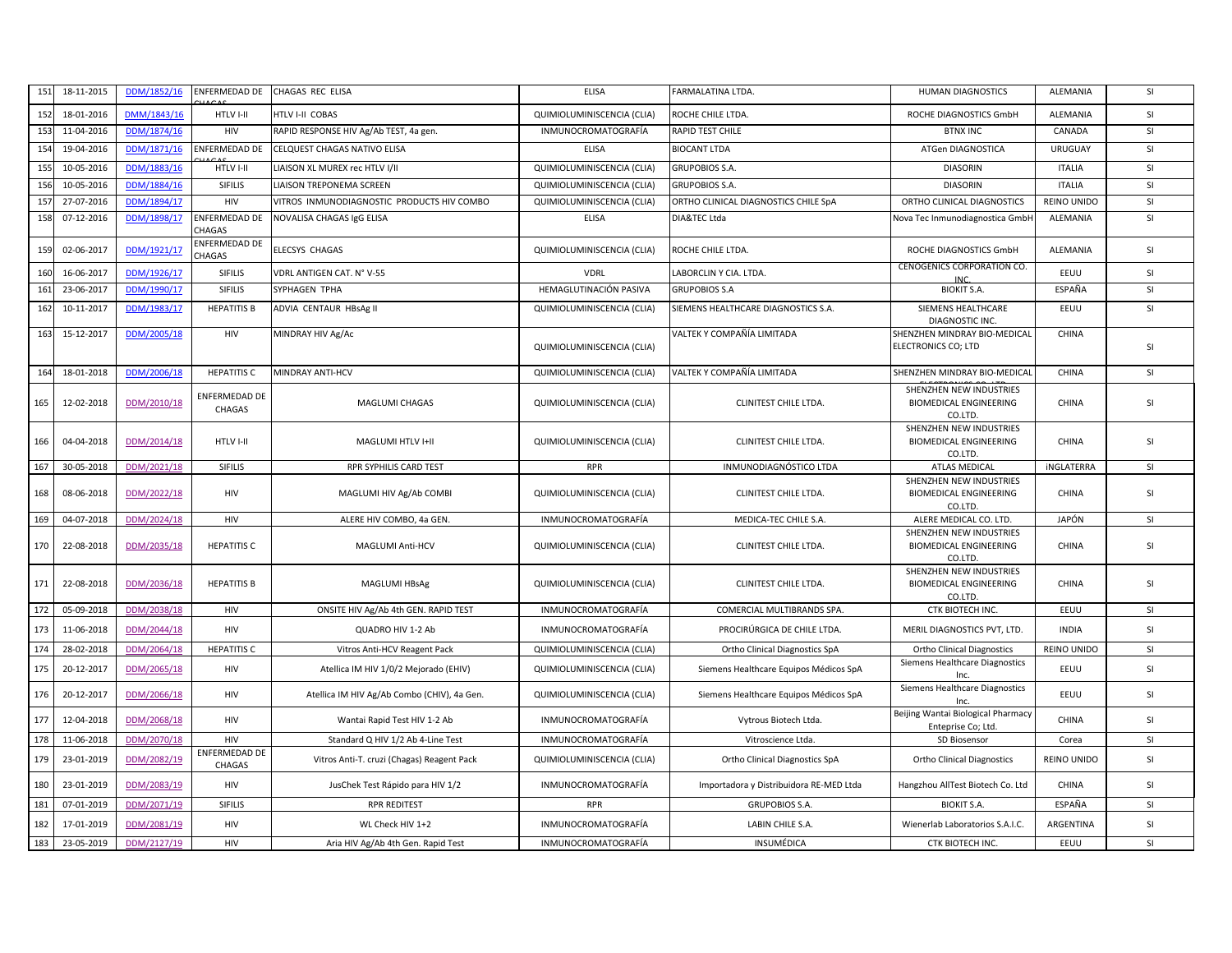| 151 | 18-11-2015 | DDM/1852/16 | ENFERMEDAD DE CHAGAS | CHAGAS REC ELISA | ELISA | FARMALATINA LTDA. | HUMAN DIAGNOSTICS | ALEMANIA | SI |
|---|---|---|---|---|---|---|---|---|---|
| 152 | 18-01-2016 | DMM/1843/16 | HTLV I-II | HTLV I-II COBAS | QUIMIOLUMINISCENCIA (CLIA) | ROCHE CHILE LTDA. | ROCHE DIAGNOSTICS GmbH | ALEMANIA | SI |
| 153 | 11-04-2016 | DDM/1874/16 | HIV | RAPID RESPONSE HIV Ag/Ab TEST, 4a gen. | INMUNOCROMATOGRAFÍA | RAPID TEST CHILE | BTNX INC | CANADA | SI |
| 154 | 19-04-2016 | DDM/1871/16 | ENFERMEDAD DE CHAGAS | CELQUEST CHAGAS NATIVO ELISA | ELISA | BIOCANT LTDA | ATGen DIAGNOSTICA | URUGUAY | SI |
| 155 | 10-05-2016 | DDM/1883/16 | HTLV I-II | LIAISON XL MUREX rec HTLV I/II | QUIMIOLUMINISCENCIA (CLIA) | GRUPOBIOS S.A. | DIASORIN | ITALIA | SI |
| 156 | 10-05-2016 | DDM/1884/16 | SIFILIS | LIAISON TREPONEMA SCREEN | QUIMIOLUMINISCENCIA (CLIA) | GRUPOBIOS S.A. | DIASORIN | ITALIA | SI |
| 157 | 27-07-2016 | DDM/1894/17 | HIV | VITROS INMUNODIAGNOSTIC PRODUCTS HIV COMBO | QUIMIOLUMINISCENCIA (CLIA) | ORTHO CLINICAL DIAGNOSTICS CHILE SpA | ORTHO CLINICAL DIAGNOSTICS | REINO UNIDO | SI |
| 158 | 07-12-2016 | DDM/1898/17 | ENFERMEDAD DE CHAGAS | NOVALISA CHAGAS IgG ELISA | ELISA | DIA&TEC Ltda | Nova Tec Inmunodiagnostica GmbH | ALEMANIA | SI |
| 159 | 02-06-2017 | DDM/1921/17 | ENFERMEDAD DE CHAGAS | ELECSYS CHAGAS | QUIMIOLUMINISCENCIA (CLIA) | ROCHE CHILE LTDA. | ROCHE DIAGNOSTICS GmbH | ALEMANIA | SI |
| 160 | 16-06-2017 | DDM/1926/17 | SIFILIS | VDRL ANTIGEN CAT. N° V-55 | VDRL | LABORCLIN Y CIA. LTDA. | CENOGENICS CORPORATION CO. INC. | EEUU | SI |
| 161 | 23-06-2017 | DDM/1990/17 | SIFILIS | SYPHAGEN TPHA | HEMAGLUTINACIÓN PASIVA | GRUPOBIOS S.A | BIOKIT S.A. | ESPAÑA | SI |
| 162 | 10-11-2017 | DDM/1983/17 | HEPATITIS B | ADVIA CENTAUR HBsAg II | QUIMIOLUMINISCENCIA (CLIA) | SIEMENS HEALTHCARE DIAGNOSTICS S.A. | SIEMENS HEALTHCARE DIAGNOSTIC INC. | EEUU | SI |
| 163 | 15-12-2017 | DDM/2005/18 | HIV | MINDRAY HIV Ag/Ac | QUIMIOLUMINISCENCIA (CLIA) | VALTEK Y COMPAÑÍA LIMITADA | SHENZHEN MINDRAY BIO-MEDICAL ELECTRONICS CO; LTD | CHINA | SI |
| 164 | 18-01-2018 | DDM/2006/18 | HEPATITIS C | MINDRAY ANTI-HCV | QUIMIOLUMINISCENCIA (CLIA) | VALTEK Y COMPAÑÍA LIMITADA | SHENZHEN MINDRAY BIO-MEDICAL ELECTRONICS CO; LTD | CHINA | SI |
| 165 | 12-02-2018 | DDM/2010/18 | ENFERMEDAD DE CHAGAS | MAGLUMI CHAGAS | QUIMIOLUMINISCENCIA (CLIA) | CLINITEST CHILE LTDA. | SHENZHEN NEW INDUSTRIES BIOMEDICAL ENGINEERING CO.LTD. | CHINA | SI |
| 166 | 04-04-2018 | DDM/2014/18 | HTLV I-II | MAGLUMI HTLV I+II | QUIMIOLUMINISCENCIA (CLIA) | CLINITEST CHILE LTDA. | SHENZHEN NEW INDUSTRIES BIOMEDICAL ENGINEERING CO.LTD. | CHINA | SI |
| 167 | 30-05-2018 | DDM/2021/18 | SIFILIS | RPR SYPHILIS CARD TEST | RPR | INMUNODIAGNÓSTICO LTDA | ATLAS MEDICAL | iNGLATERRA | SI |
| 168 | 08-06-2018 | DDM/2022/18 | HIV | MAGLUMI HIV Ag/Ab COMBI | QUIMIOLUMINISCENCIA (CLIA) | CLINITEST CHILE LTDA. | SHENZHEN NEW INDUSTRIES BIOMEDICAL ENGINEERING CO.LTD. | CHINA | SI |
| 169 | 04-07-2018 | DDM/2024/18 | HIV | ALERE HIV COMBO, 4a GEN. | INMUNOCROMATOGRAFÍA | MEDICA-TEC CHILE S.A. | ALERE MEDICAL CO. LTD. | JAPÓN | SI |
| 170 | 22-08-2018 | DDM/2035/18 | HEPATITIS C | MAGLUMI Anti-HCV | QUIMIOLUMINISCENCIA (CLIA) | CLINITEST CHILE LTDA. | SHENZHEN NEW INDUSTRIES BIOMEDICAL ENGINEERING CO.LTD. | CHINA | SI |
| 171 | 22-08-2018 | DDM/2036/18 | HEPATITIS B | MAGLUMI HBsAg | QUIMIOLUMINISCENCIA (CLIA) | CLINITEST CHILE LTDA. | SHENZHEN NEW INDUSTRIES BIOMEDICAL ENGINEERING CO.LTD. | CHINA | SI |
| 172 | 05-09-2018 | DDM/2038/18 | HIV | ONSITE HIV Ag/Ab 4th GEN. RAPID TEST | INMUNOCROMATOGRAFÍA | COMERCIAL MULTIBRANDS SPA. | CTK BIOTECH INC. | EEUU | SI |
| 173 | 11-06-2018 | DDM/2044/18 | HIV | QUADRO HIV 1-2 Ab | INMUNOCROMATOGRAFÍA | PROCIRÚRGICA DE CHILE LTDA. | MERIL DIAGNOSTICS PVT, LTD. | INDIA | SI |
| 174 | 28-02-2018 | DDM/2064/18 | HEPATITIS C | Vitros Anti-HCV Reagent Pack | QUIMIOLUMINISCENCIA (CLIA) | Ortho Clinical Diagnostics SpA | Ortho Clinical Diagnostics | REINO UNIDO | SI |
| 175 | 20-12-2017 | DDM/2065/18 | HIV | Atellica IM HIV 1/0/2 Mejorado (EHIV) | QUIMIOLUMINISCENCIA (CLIA) | Siemens Healthcare Equipos Médicos SpA | Siemens Healthcare Diagnostics Inc. | EEUU | SI |
| 176 | 20-12-2017 | DDM/2066/18 | HIV | Atellica IM HIV Ag/Ab Combo (CHIV), 4a Gen. | QUIMIOLUMINISCENCIA (CLIA) | Siemens Healthcare Equipos Médicos SpA | Siemens Healthcare Diagnostics Inc. | EEUU | SI |
| 177 | 12-04-2018 | DDM/2068/18 | HIV | Wantai Rapid Test HIV 1-2 Ab | INMUNOCROMATOGRAFÍA | Vytrous Biotech Ltda. | Beijing Wantai Biological Pharmacy Enteprise Co; Ltd. | CHINA | SI |
| 178 | 11-06-2018 | DDM/2070/18 | HIV | Standard Q HIV 1/2 Ab 4-Line Test | INMUNOCROMATOGRAFÍA | Vitroscience Ltda. | SD Biosensor | Corea | SI |
| 179 | 23-01-2019 | DDM/2082/19 | ENFERMEDAD DE CHAGAS | Vitros Anti-T. cruzi (Chagas) Reagent Pack | QUIMIOLUMINISCENCIA (CLIA) | Ortho Clinical Diagnostics SpA | Ortho Clinical Diagnostics | REINO UNIDO | SI |
| 180 | 23-01-2019 | DDM/2083/19 | HIV | JusChek Test Rápido para HIV 1/2 | INMUNOCROMATOGRAFÍA | Importadora y Distribuidora RE-MED Ltda | Hangzhou AllTest Biotech Co. Ltd | CHINA | SI |
| 181 | 07-01-2019 | DDM/2071/19 | SIFILIS | RPR REDITEST | RPR | GRUPOBIOS S.A. | BIOKIT S.A. | ESPAÑA | SI |
| 182 | 17-01-2019 | DDM/2081/19 | HIV | WL Check HIV 1+2 | INMUNOCROMATOGRAFÍA | LABIN CHILE S.A. | Wienerlab Laboratorios S.A.I.C. | ARGENTINA | SI |
| 183 | 23-05-2019 | DDM/2127/19 | HIV | Aria HIV Ag/Ab 4th Gen. Rapid Test | INMUNOCROMATOGRAFÍA | INSUMÉDICA | CTK BIOTECH INC. | EEUU | SI |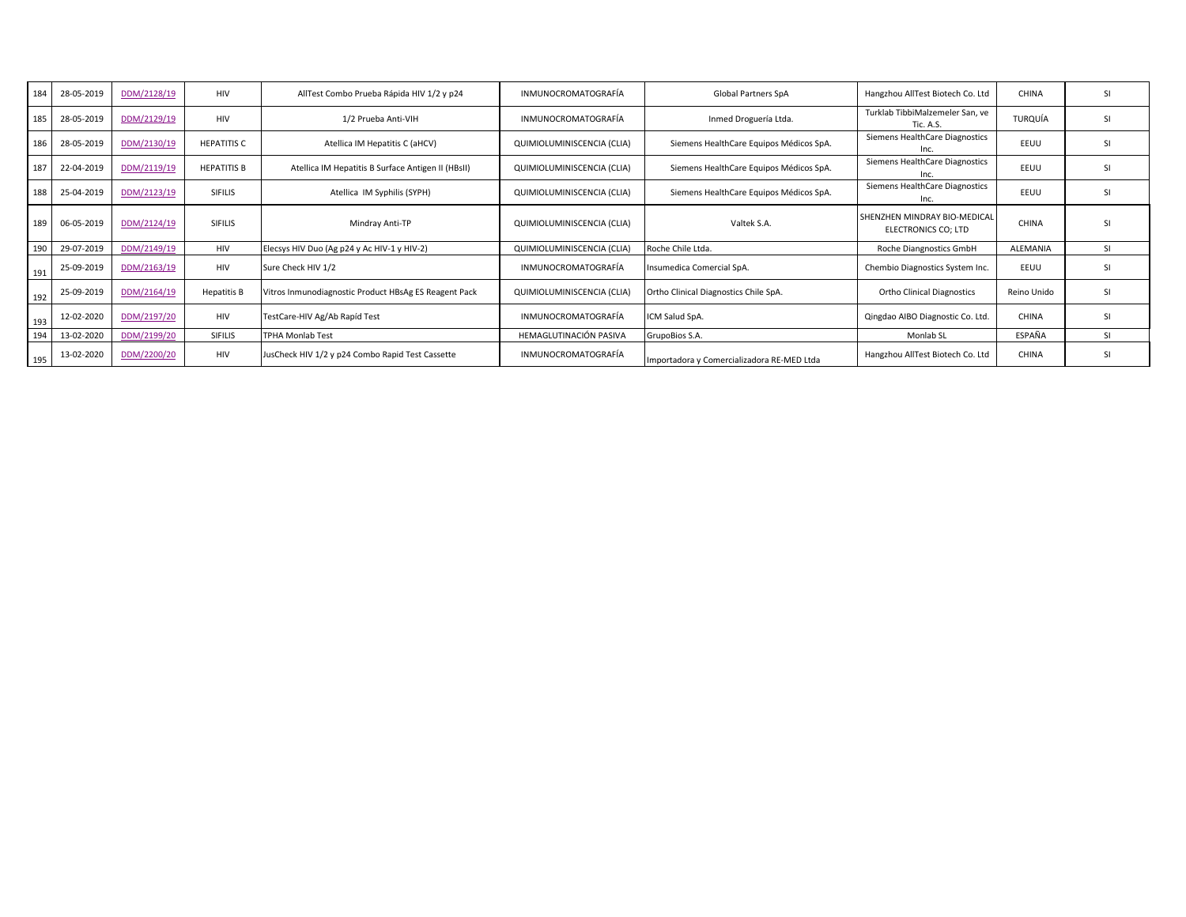| | | | | | | | | | |
|---|---|---|---|---|---|---|---|---|---|
| 184 | 28-05-2019 | DDM/2128/19 | HIV | AllTest Combo Prueba Rápida HIV 1/2 y p24 | INMUNOCROMATOGRAFÍA | Global Partners SpA | Hangzhou AllTest Biotech Co. Ltd | CHINA | SI |
| 185 | 28-05-2019 | DDM/2129/19 | HIV | 1/2 Prueba Anti-VIH | INMUNOCROMATOGRAFÍA | Inmed Droguería Ltda. | Turklab TibbiMalzemeler San, ve Tic. A.S. | TURQUÍA | SI |
| 186 | 28-05-2019 | DDM/2130/19 | HEPATITIS C | Atellica IM Hepatitis C (aHCV) | QUIMIOLUMINISCENCIA (CLIA) | Siemens HealthCare Equipos Médicos SpA. | Siemens HealthCare Diagnostics Inc. | EEUU | SI |
| 187 | 22-04-2019 | DDM/2119/19 | HEPATITIS B | Atellica IM Hepatitis B Surface Antigen II (HBsII) | QUIMIOLUMINISCENCIA (CLIA) | Siemens HealthCare Equipos Médicos SpA. | Siemens HealthCare Diagnostics Inc. | EEUU | SI |
| 188 | 25-04-2019 | DDM/2123/19 | SIFILIS | Atellica IM Syphilis (SYPH) | QUIMIOLUMINISCENCIA (CLIA) | Siemens HealthCare Equipos Médicos SpA. | Siemens HealthCare Diagnostics Inc. | EEUU | SI |
| 189 | 06-05-2019 | DDM/2124/19 | SIFILIS | Mindray Anti-TP | QUIMIOLUMINISCENCIA (CLIA) | Valtek S.A. | SHENZHEN MINDRAY BIO-MEDICAL ELECTRONICS CO; LTD | CHINA | SI |
| 190 | 29-07-2019 | DDM/2149/19 | HIV | Elecsys HIV Duo (Ag p24 y Ac HIV-1 y HIV-2) | QUIMIOLUMINISCENCIA (CLIA) | Roche Chile Ltda. | Roche Diangnostics GmbH | ALEMANIA | SI |
| 191 | 25-09-2019 | DDM/2163/19 | HIV | Sure Check HIV 1/2 | INMUNOCROMATOGRAFÍA | Insumedica Comercial SpA. | Chembio Diagnostics System Inc. | EEUU | SI |
| 192 | 25-09-2019 | DDM/2164/19 | Hepatitis B | Vitros Inmunodiagnostic Product HBsAg ES Reagent Pack | QUIMIOLUMINISCENCIA (CLIA) | Ortho Clinical Diagnostics Chile SpA. | Ortho Clinical Diagnostics | Reino Unido | SI |
| 193 | 12-02-2020 | DDM/2197/20 | HIV | TestCare-HIV Ag/Ab Rapid Test | INMUNOCROMATOGRAFÍA | ICM Salud SpA. | Qingdao AIBO Diagnostic Co. Ltd. | CHINA | SI |
| 194 | 13-02-2020 | DDM/2199/20 | SIFILIS | TPHA Monlab Test | HEMAGLUTINACIÓN PASIVA | GrupoBios S.A. | Monlab SL | ESPAÑA | SI |
| 195 | 13-02-2020 | DDM/2200/20 | HIV | JusCheck HIV 1/2 y p24 Combo Rapid Test Cassette | INMUNOCROMATOGRAFÍA | Importadora y Comercializadora RE-MED Ltda | Hangzhou AllTest Biotech Co. Ltd | CHINA | SI |